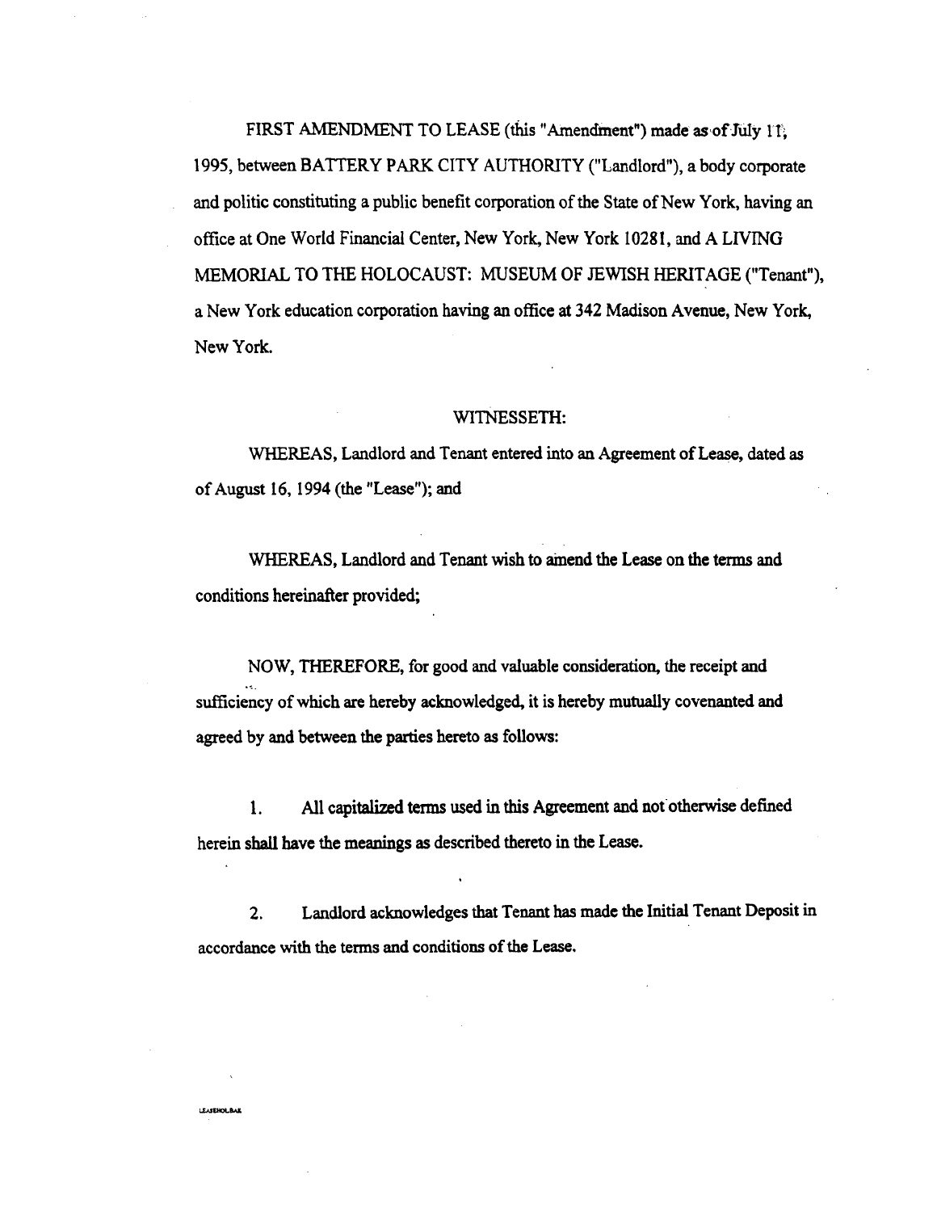FIRST AMENDMENT TO LEASE (this "Amendment") made as of July 11, 1995, between BATTERY PARK CITY AUTHORITY ("Landlord"), a body corporate and politic constituting a public benefit corporation of the State of New York, having an office at One World Financial Center, New York, New York 10281, and A LIVING MEMORIAL TO THE HOLOCAUST: MUSEUM OF JEWISH HERITAGE ("Tenant"), a New York education corporation having an office at 342 Madison Avenue, New York, New York.

WITNESSETH:

WHEREAS, Landlord and Tenant entered into an Agreement of Lease, dated as of August 16, 1994 (the "Lease"); and

WHEREAS, Landlord and Tenant wish to amend the Lease on the terms and conditions hereinafter provided;

NOW, THEREFORE, for good and valuable consideration, the receipt and sufficiency of which are hereby acknowledged, it is hereby mutually covenanted and agreed by and between the parties hereto as follows:

1. All capitalized terms used in this Agreement and not otherwise defined herein shall have the meanings as described thereto in the Lease.

2. Landlord acknowledges that Tenant has made the Initial Tenant Deposit in accordance with the terms and conditions of the Lease.

LEASEHOL.BAK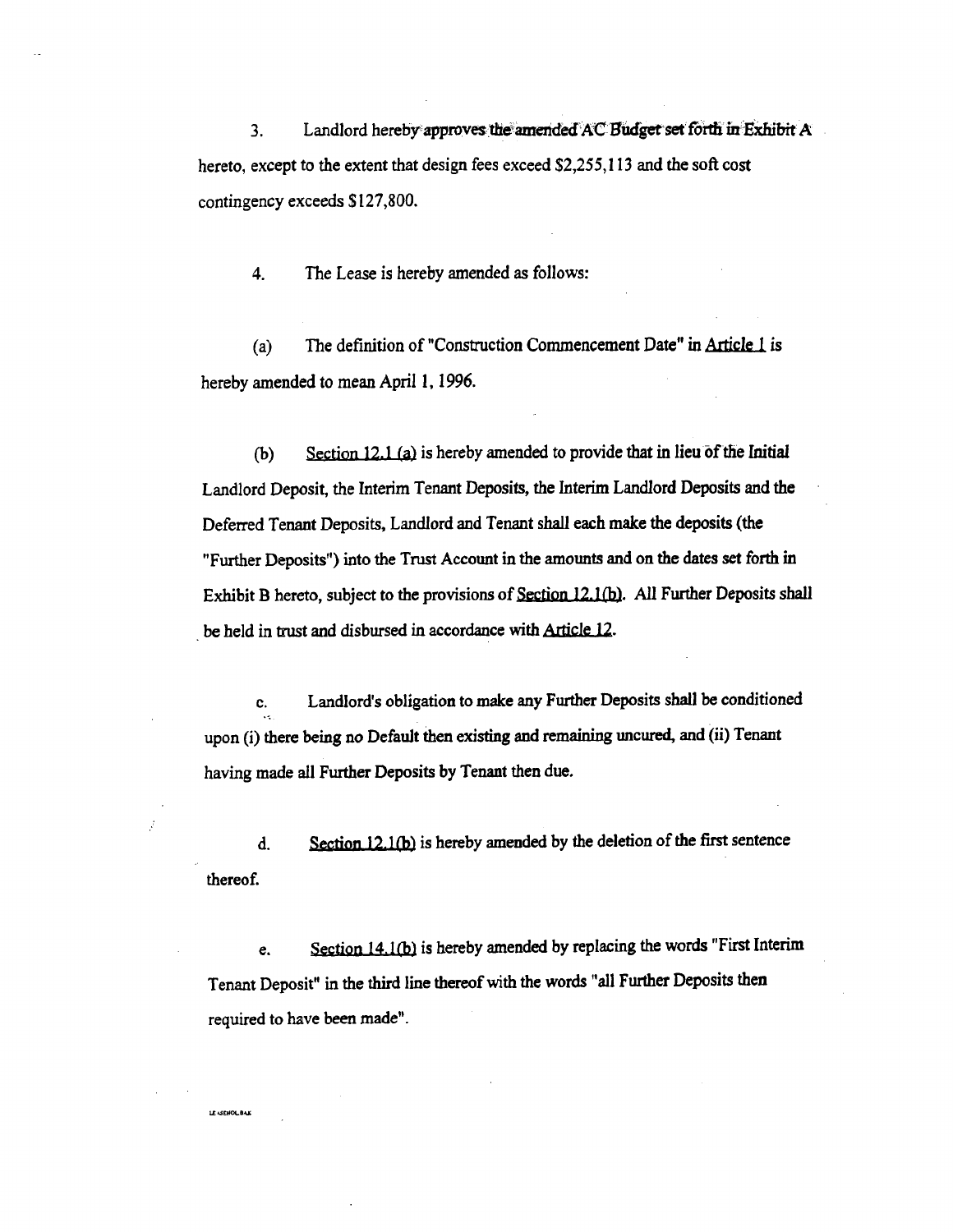3. Landlord hereby approves the amended AC Budget set forth in Exhibit A hereto, except to the extent that design fees exceed $2,255,113 and the soft cost contingency exceeds $127,800.

4. The Lease is hereby amended as follows:

(a) The definition of "Construction Commencement Date" in Article 1 is hereby amended to mean April 1, 1996.

(b) Section 12.1 (a) is hereby amended to provide that in lieu of the Initial Landlord Deposit, the Interim Tenant Deposits, the Interim Landlord Deposits and the Deferred Tenant Deposits, Landlord and Tenant shall each make the deposits (the "Further Deposits") into the Trust Account in the amounts and on the dates set forth in Exhibit B hereto, subject to the provisions of Section 12.1(b). All Further Deposits shall be held in trust and disbursed in accordance with Article 12.

c. Landlord's obligation to make any Further Deposits shall be conditioned upon (i) there being no Default then existing and remaining uncured, and (ii) Tenant having made all Further Deposits by Tenant then due.

d. Section 12.1(b) is hereby amended by the deletion of the first sentence thereof.

e. Section 14.1(b) is hereby amended by replacing the words "First Interim Tenant Deposit" in the third line thereof with the words "all Further Deposits then required to have been made".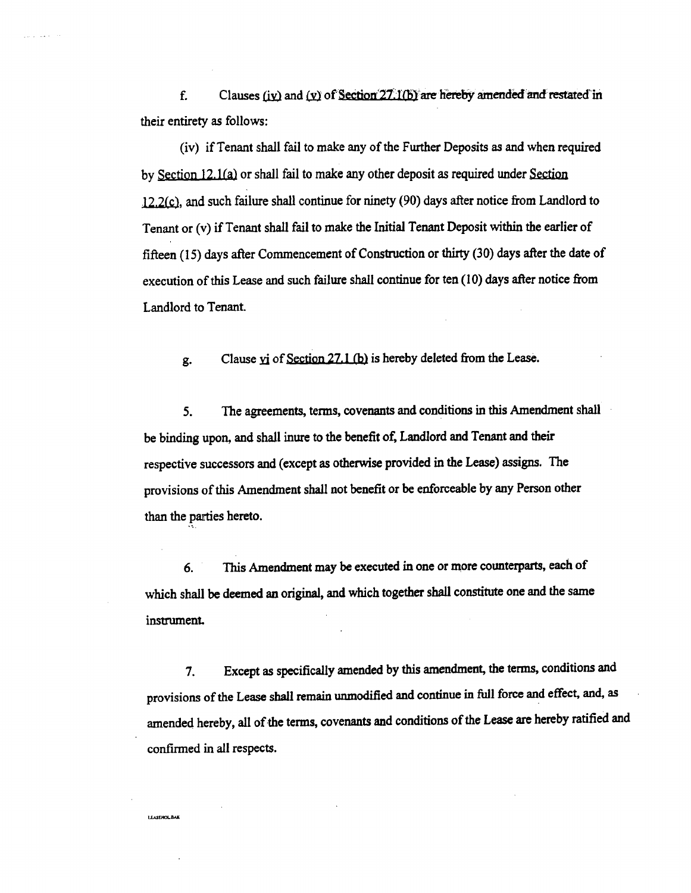f. Clauses (iv) and (v) of Section 27.1(b) are hereby amended and restated in their entirety as follows:

(iv) if Tenant shall fail to make any of the Further Deposits as and when required by Section 12.1(a) or shall fail to make any other deposit as required under Section 12.2(c), and such failure shall continue for ninety (90) days after notice from Landlord to Tenant or (v) if Tenant shall fail to make the Initial Tenant Deposit within the earlier of fifteen (15) days after Commencement of Construction or thirty (30) days after the date of execution of this Lease and such failure shall continue for ten (10) days after notice from Landlord to Tenant.

g. Clause vi of Section 27.1 (b) is hereby deleted from the Lease.

5. The agreements, terms, covenants and conditions in this Amendment shall be binding upon, and shall inure to the benefit of, Landlord and Tenant and their respective successors and (except as otherwise provided in the Lease) assigns. The provisions of this Amendment shall not benefit or be enforceable by any Person other than the parties hereto.

6. This Amendment may be executed in one or more counterparts, each of which shall be deemed an original, and which together shall constitute one and the same instrument.

7. Except as specifically amended by this amendment, the terms, conditions and provisions of the Lease shall remain unmodified and continue in full force and effect, and, as amended hereby, all of the terms, covenants and conditions of the Lease are hereby ratified and confirmed in all respects.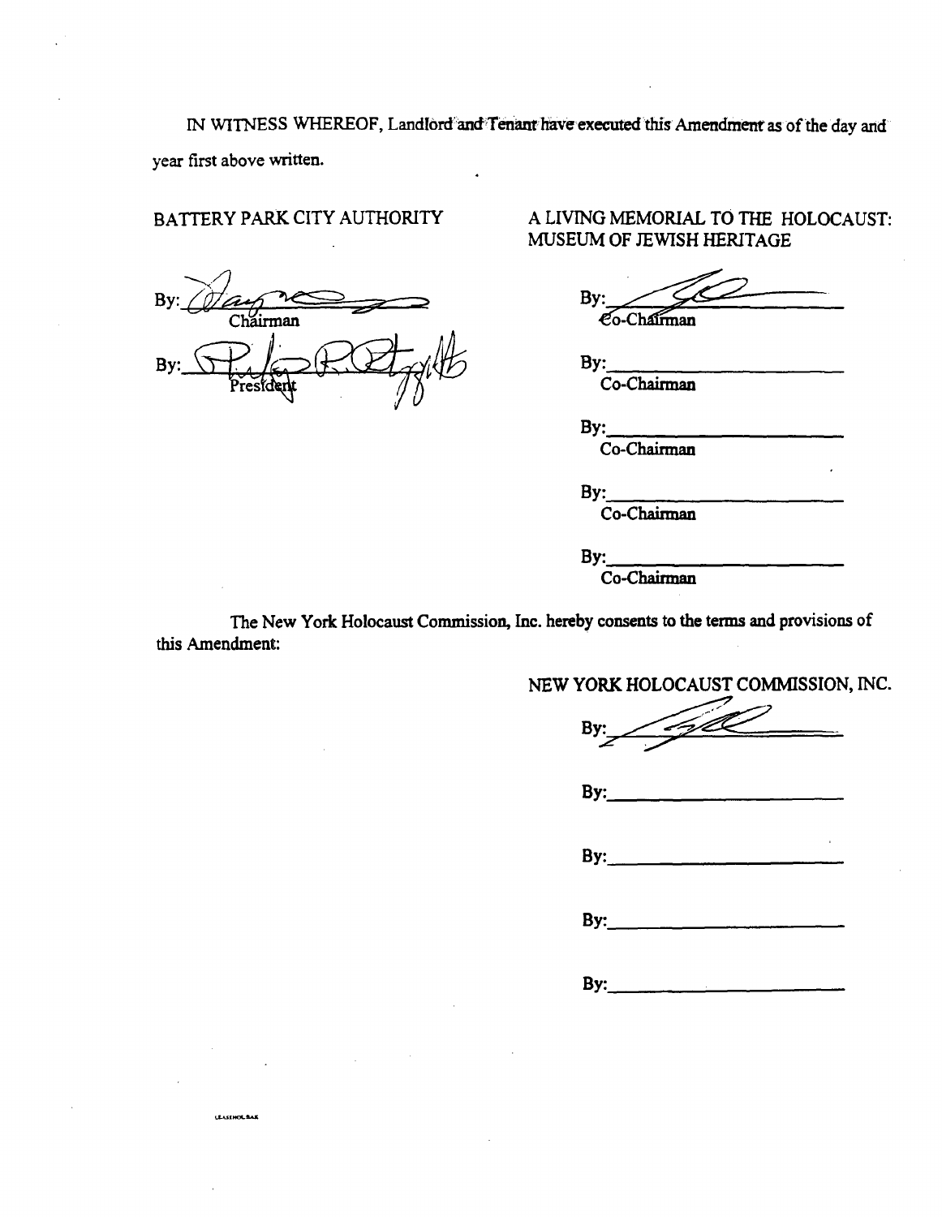IN WITNESS WHEREOF, Landlord and Tenant have executed this Amendment as of the day and year first above written.

BATTERY PARK CITY AUTHORITY

By: ______________________
Chairman

By: ______________________
President

A LIVING MEMORIAL TO THE HOLOCAUST: MUSEUM OF JEWISH HERITAGE

By: ______________________
Co-Chairman

By: ______________________
Co-Chairman

By: ______________________
Co-Chairman

By: ______________________
Co-Chairman

By: ______________________
Co-Chairman

The New York Holocaust Commission, Inc. hereby consents to the terms and provisions of this Amendment:

NEW YORK HOLOCAUST COMMISSION, INC.

By: ______________________

By: ______________________

By: ______________________

By: ______________________

By: ______________________

LEASEHOL.BAK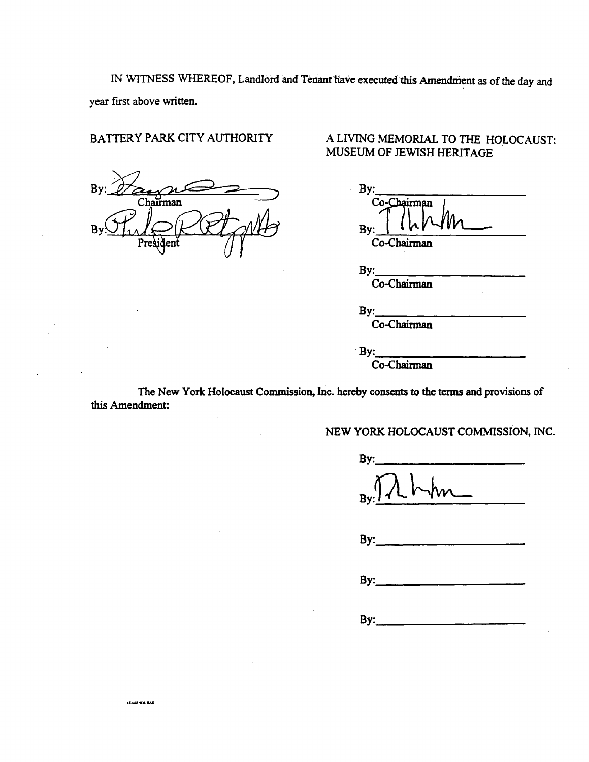IN WITNESS WHEREOF, Landlord and Tenant have executed this Amendment as of the day and year first above written.

BATTERY PARK CITY AUTHORITY

By: ______________________
Chairman

By: ______________________
President

A LIVING MEMORIAL TO THE HOLOCAUST: MUSEUM OF JEWISH HERITAGE

By: ______________________
Co-Chairman

By: ______________________
Co-Chairman

By: ______________________
Co-Chairman

By: ______________________
Co-Chairman

By: ______________________
Co-Chairman

The New York Holocaust Commission, Inc. hereby consents to the terms and provisions of this Amendment:

NEW YORK HOLOCAUST COMMISSION, INC.

By: ______________________

By: ______________________

By: ______________________

By: ______________________

By: ______________________

LEASEHOL.BAK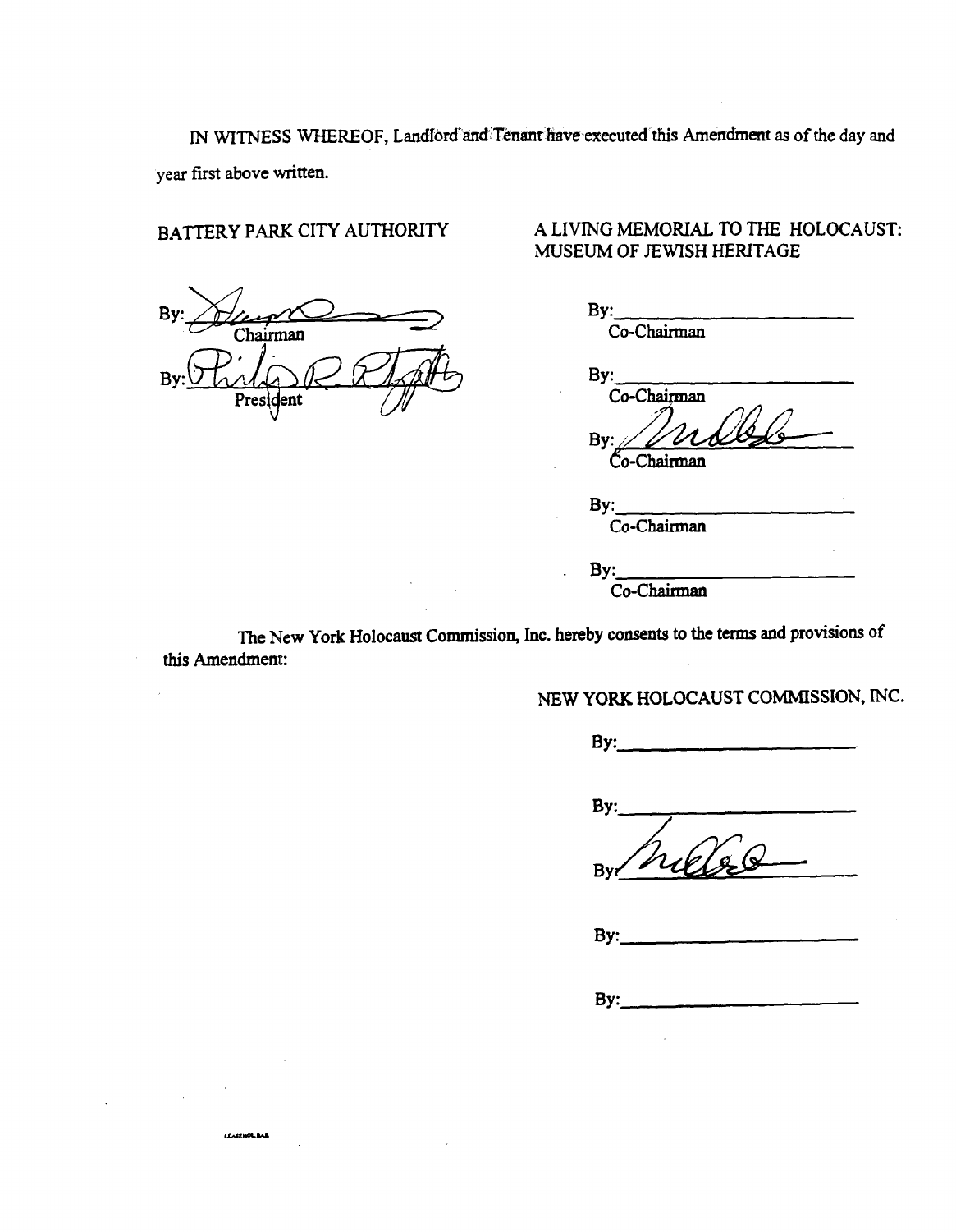IN WITNESS WHEREOF, Landlord and Tenant have executed this Amendment as of the day and year first above written.

BATTERY PARK CITY AUTHORITY

By: ______________________
Chairman

By: ______________________
President

A LIVING MEMORIAL TO THE HOLOCAUST: MUSEUM OF JEWISH HERITAGE

By: ______________________
Co-Chairman

By: ______________________
Co-Chairman

By: ______________________
Co-Chairman

By: ______________________
Co-Chairman

By: ______________________
Co-Chairman

The New York Holocaust Commission, Inc. hereby consents to the terms and provisions of this Amendment:

NEW YORK HOLOCAUST COMMISSION, INC.

By: ______________________

By: ______________________

By: ______________________

By: ______________________

By: ______________________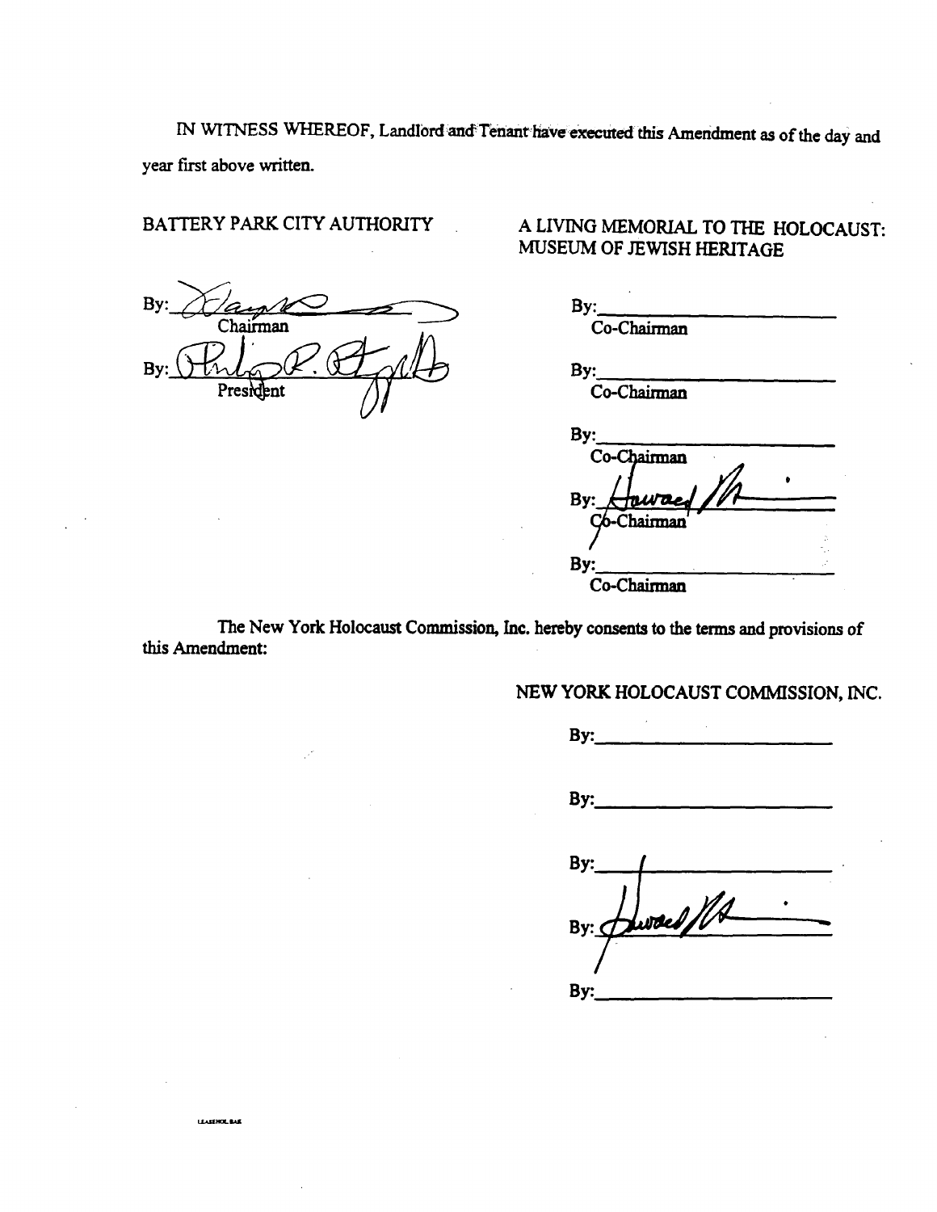IN WITNESS WHEREOF, Landlord and Tenant have executed this Amendment as of the day and year first above written.

BATTERY PARK CITY AUTHORITY

By: ____________________
Chairman

By: ____________________
President

A LIVING MEMORIAL TO THE HOLOCAUST: MUSEUM OF JEWISH HERITAGE

By: ____________________
Co-Chairman

By: ____________________
Co-Chairman

By: ____________________
Co-Chairman

By: ____________________
Co-Chairman

By: ____________________
Co-Chairman

The New York Holocaust Commission, Inc. hereby consents to the terms and provisions of this Amendment:

NEW YORK HOLOCAUST COMMISSION, INC.

By: ____________________

By: ____________________

By: ____________________

By: ____________________

By: ____________________

LEASENOL.BAK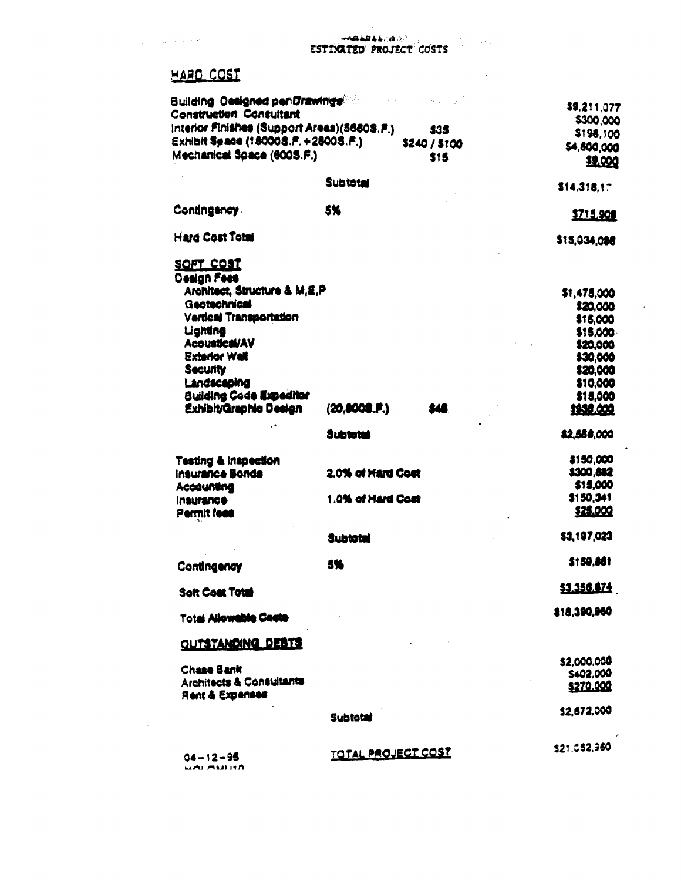EXHIBIT A
ESTIMATED PROJECT COSTS

## HARD COST

| | | | |
|---|---|---|---|
| Building Designed per Drawings | | | $9,211,077 |
| Construction Consultant | | | $300,000 |
| Interior Finishes (Support Areas)(5660S.F.) | | $35 | $198,100 |
| Exhibit Space (18000S.F.+2800S.F.) | | $240 / $100 | $4,600,000 |
| Mechanical Space (600S.F.) | | $15 | $9,000 |
| | Subtotal | | $14,318,17 |
| Contingency | 5% | | $715,909 |
| Hard Cost Total | | | $15,034,086 |

## SOFT COST

| | | | |
|---|---|---|---|
| **Design Fees** | | | |
| Architect, Structure & M,E,P | | | $1,475,000 |
| Geotechnical | | | $20,000 |
| Vertical Transportation | | | $15,000 |
| Lighting | | | $15,000 |
| Acoustical/AV | | | $20,000 |
| Exterior Wall | | | $30,000 |
| Security | | | $20,000 |
| Landscaping | | | $10,000 |
| Building Code Expeditor | | | $15,000 |
| Exhibit/Graphic Design | (20,800S.F.) | $48 | $936,000 |
| | Subtotal | | $2,556,000 |
| Testing & Inspection | | | $150,000 |
| Insurance Bonds | 2.0% of Hard Cost | | $300,682 |
| Accounting | | | $15,000 |
| Insurance | 1.0% of Hard Cost | | $150,341 |
| Permit fees | | | $25,000 |
| | Subtotal | | $3,197,023 |
| Contingency | 5% | | $159,851 |
| Soft Cost Total | | | $3,356,874 |
| Total Allowable Costs | | | $18,390,960 |

## OUTSTANDING DEBTS

| | | |
|---|---|---|
| Chase Bank | | $2,000,000 |
| Architects & Consultants | | $402,000 |
| Rent & Expenses | | $270,000 |
| | Subtotal | $2,672,000 |
| | TOTAL PROJECT COST | $21,062,960 |

04-12-95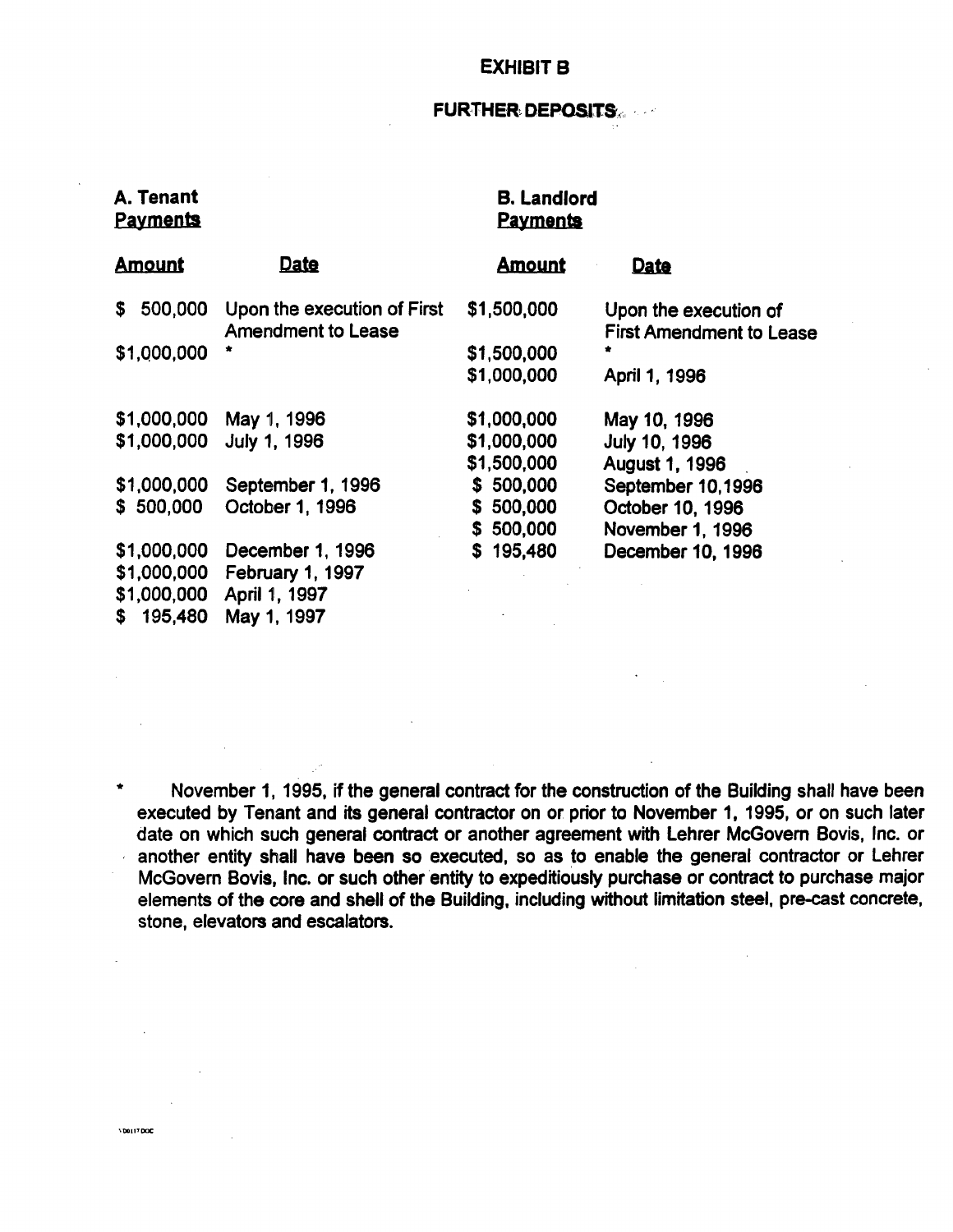# EXHIBIT B

## FURTHER DEPOSITS

| A. Tenant Payments | | B. Landlord Payments | |
|---|---|---|---|
| **Amount** | **Date** | **Amount** | **Date** |
| $ 500,000 | Upon the execution of First Amendment to Lease | $1,500,000 | Upon the execution of First Amendment to Lease |
| $1,000,000 | * | $1,500,000 | * |
| | | $1,000,000 | April 1, 1996 |
| $1,000,000 | May 1, 1996 | $1,000,000 | May 10, 1996 |
| $1,000,000 | July 1, 1996 | $1,000,000 | July 10, 1996 |
| | | $1,500,000 | August 1, 1996 |
| $1,000,000 | September 1, 1996 | $ 500,000 | September 10,1996 |
| $ 500,000 | October 1, 1996 | $ 500,000 | October 10, 1996 |
| | | $ 500,000 | November 1, 1996 |
| $1,000,000 | December 1, 1996 | $ 195,480 | December 10, 1996 |
| $1,000,000 | February 1, 1997 | | |
| $1,000,000 | April 1, 1997 | | |
| $ 195,480 | May 1, 1997 | | |

\* November 1, 1995, if the general contract for the construction of the Building shall have been executed by Tenant and its general contractor on or prior to November 1, 1995, or on such later date on which such general contract or another agreement with Lehrer McGovern Bovis, Inc. or another entity shall have been so executed, so as to enable the general contractor or Lehrer McGovern Bovis, Inc. or such other entity to expeditiously purchase or contract to purchase major elements of the core and shell of the Building, including without limitation steel, pre-cast concrete, stone, elevators and escalators.